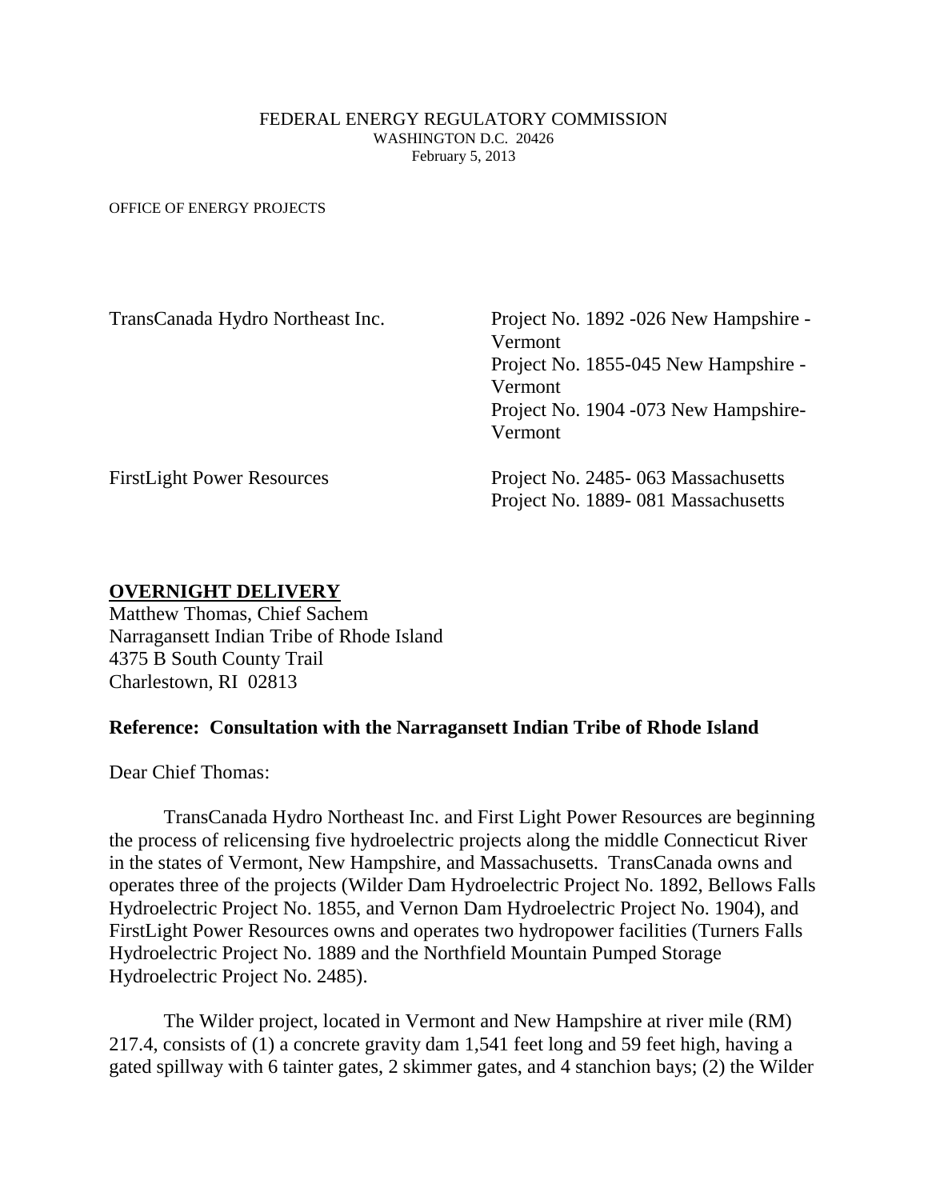FEDERAL ENERGY REGULATORY COMMISSION
WASHINGTON D.C. 20426
February 5, 2013

OFFICE OF ENERGY PROJECTS

| | |
|---|---|
| TransCanada Hydro Northeast Inc. | Project No. 1892 -026 New Hampshire - Vermont<br>Project No. 1855-045 New Hampshire - Vermont<br>Project No. 1904 -073 New Hampshire-Vermont |
| FirstLight Power Resources | Project No. 2485- 063 Massachusetts<br>Project No. 1889- 081 Massachusetts |

**OVERNIGHT DELIVERY**
Matthew Thomas, Chief Sachem
Narragansett Indian Tribe of Rhode Island
4375 B South County Trail
Charlestown, RI 02813

**Reference: Consultation with the Narragansett Indian Tribe of Rhode Island**

Dear Chief Thomas:

TransCanada Hydro Northeast Inc. and First Light Power Resources are beginning the process of relicensing five hydroelectric projects along the middle Connecticut River in the states of Vermont, New Hampshire, and Massachusetts. TransCanada owns and operates three of the projects (Wilder Dam Hydroelectric Project No. 1892, Bellows Falls Hydroelectric Project No. 1855, and Vernon Dam Hydroelectric Project No. 1904), and FirstLight Power Resources owns and operates two hydropower facilities (Turners Falls Hydroelectric Project No. 1889 and the Northfield Mountain Pumped Storage Hydroelectric Project No. 2485).

The Wilder project, located in Vermont and New Hampshire at river mile (RM) 217.4, consists of (1) a concrete gravity dam 1,541 feet long and 59 feet high, having a gated spillway with 6 tainter gates, 2 skimmer gates, and 4 stanchion bays; (2) the Wilder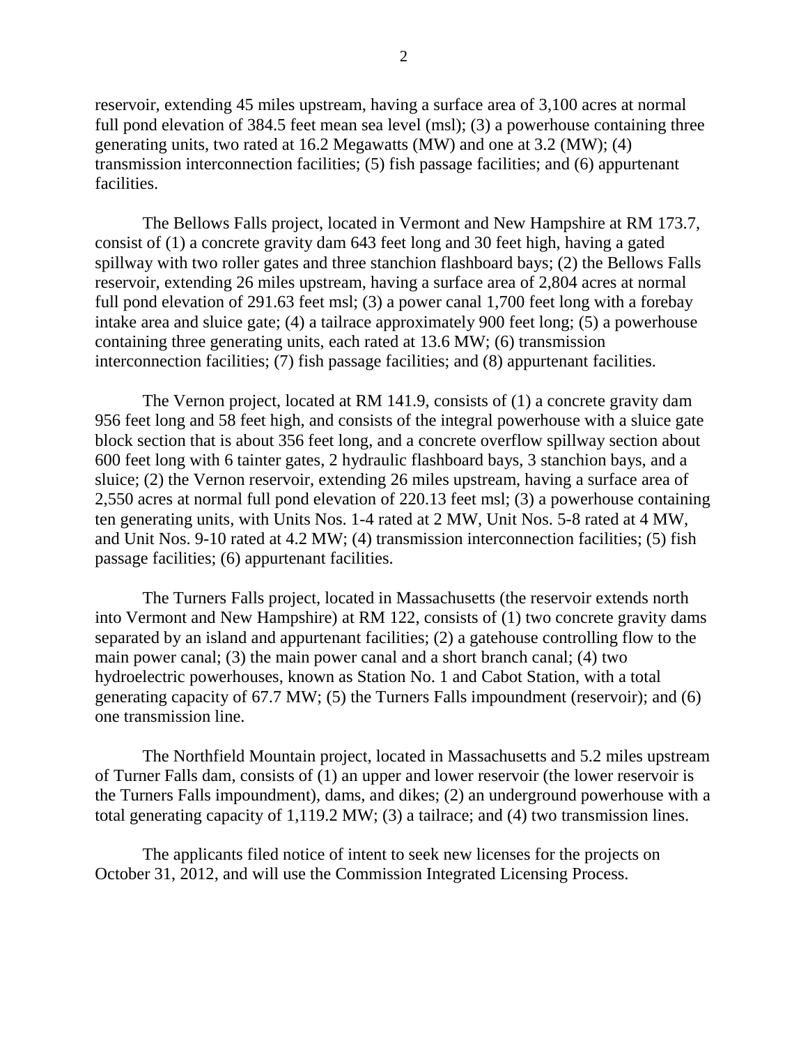reservoir, extending 45 miles upstream, having a surface area of 3,100 acres at normal full pond elevation of 384.5 feet mean sea level (msl); (3) a powerhouse containing three generating units, two rated at 16.2 Megawatts (MW) and one at 3.2 (MW); (4) transmission interconnection facilities; (5) fish passage facilities; and (6) appurtenant facilities.

The Bellows Falls project, located in Vermont and New Hampshire at RM 173.7, consist of (1) a concrete gravity dam 643 feet long and 30 feet high, having a gated spillway with two roller gates and three stanchion flashboard bays; (2) the Bellows Falls reservoir, extending 26 miles upstream, having a surface area of 2,804 acres at normal full pond elevation of 291.63 feet msl; (3) a power canal 1,700 feet long with a forebay intake area and sluice gate; (4) a tailrace approximately 900 feet long; (5) a powerhouse containing three generating units, each rated at 13.6 MW; (6) transmission interconnection facilities; (7) fish passage facilities; and (8) appurtenant facilities.

The Vernon project, located at RM 141.9, consists of (1) a concrete gravity dam 956 feet long and 58 feet high, and consists of the integral powerhouse with a sluice gate block section that is about 356 feet long, and a concrete overflow spillway section about 600 feet long with 6 tainter gates, 2 hydraulic flashboard bays, 3 stanchion bays, and a sluice; (2) the Vernon reservoir, extending 26 miles upstream, having a surface area of 2,550 acres at normal full pond elevation of 220.13 feet msl; (3) a powerhouse containing ten generating units, with Units Nos. 1-4 rated at 2 MW, Unit Nos. 5-8 rated at 4 MW, and Unit Nos. 9-10 rated at 4.2 MW; (4) transmission interconnection facilities; (5) fish passage facilities; (6) appurtenant facilities.

The Turners Falls project, located in Massachusetts (the reservoir extends north into Vermont and New Hampshire) at RM 122, consists of (1) two concrete gravity dams separated by an island and appurtenant facilities; (2) a gatehouse controlling flow to the main power canal; (3) the main power canal and a short branch canal; (4) two hydroelectric powerhouses, known as Station No. 1 and Cabot Station, with a total generating capacity of 67.7 MW; (5) the Turners Falls impoundment (reservoir); and (6) one transmission line.

The Northfield Mountain project, located in Massachusetts and 5.2 miles upstream of Turner Falls dam, consists of (1) an upper and lower reservoir (the lower reservoir is the Turners Falls impoundment), dams, and dikes; (2) an underground powerhouse with a total generating capacity of 1,119.2 MW; (3) a tailrace; and (4) two transmission lines.

The applicants filed notice of intent to seek new licenses for the projects on October 31, 2012, and will use the Commission Integrated Licensing Process.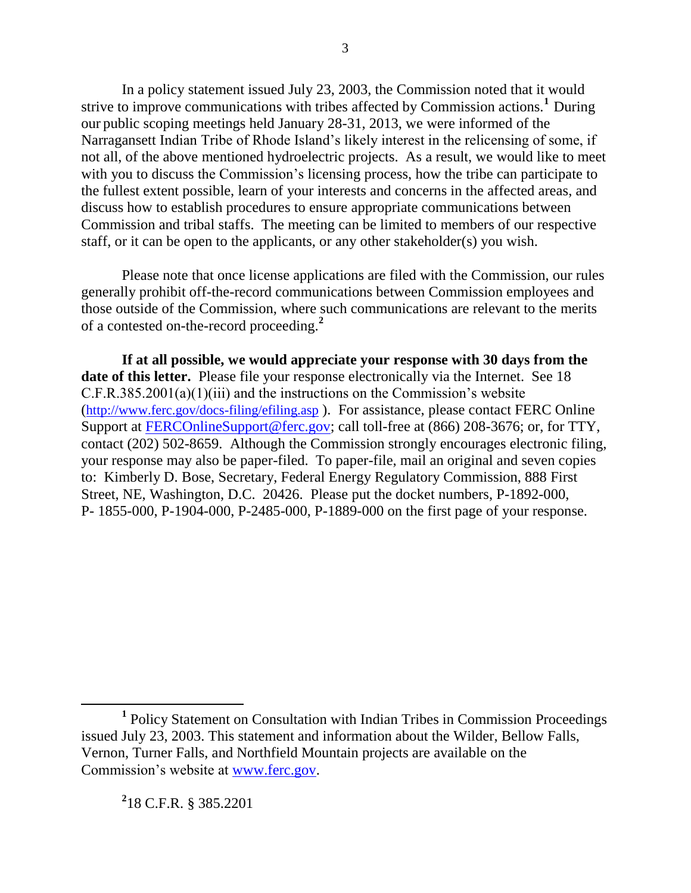In a policy statement issued July 23, 2003, the Commission noted that it would strive to improve communications with tribes affected by Commission actions.[1] During our public scoping meetings held January 28-31, 2013, we were informed of the Narragansett Indian Tribe of Rhode Island's likely interest in the relicensing of some, if not all, of the above mentioned hydroelectric projects. As a result, we would like to meet with you to discuss the Commission's licensing process, how the tribe can participate to the fullest extent possible, learn of your interests and concerns in the affected areas, and discuss how to establish procedures to ensure appropriate communications between Commission and tribal staffs. The meeting can be limited to members of our respective staff, or it can be open to the applicants, or any other stakeholder(s) you wish.

Please note that once license applications are filed with the Commission, our rules generally prohibit off-the-record communications between Commission employees and those outside of the Commission, where such communications are relevant to the merits of a contested on-the-record proceeding.[2]

**If at all possible, we would appreciate your response with 30 days from the date of this letter.** Please file your response electronically via the Internet. See 18 C.F.R.385.2001(a)(1)(iii) and the instructions on the Commission's website (http://www.ferc.gov/docs-filing/efiling.asp ). For assistance, please contact FERC Online Support at FERCOnlineSupport@ferc.gov; call toll-free at (866) 208-3676; or, for TTY, contact (202) 502-8659. Although the Commission strongly encourages electronic filing, your response may also be paper-filed. To paper-file, mail an original and seven copies to: Kimberly D. Bose, Secretary, Federal Energy Regulatory Commission, 888 First Street, NE, Washington, D.C. 20426. Please put the docket numbers, P-1892-000, P- 1855-000, P-1904-000, P-2485-000, P-1889-000 on the first page of your response.

---

[1] Policy Statement on Consultation with Indian Tribes in Commission Proceedings issued July 23, 2003. This statement and information about the Wilder, Bellow Falls, Vernon, Turner Falls, and Northfield Mountain projects are available on the Commission's website at www.ferc.gov.

[2] 18 C.F.R. § 385.2201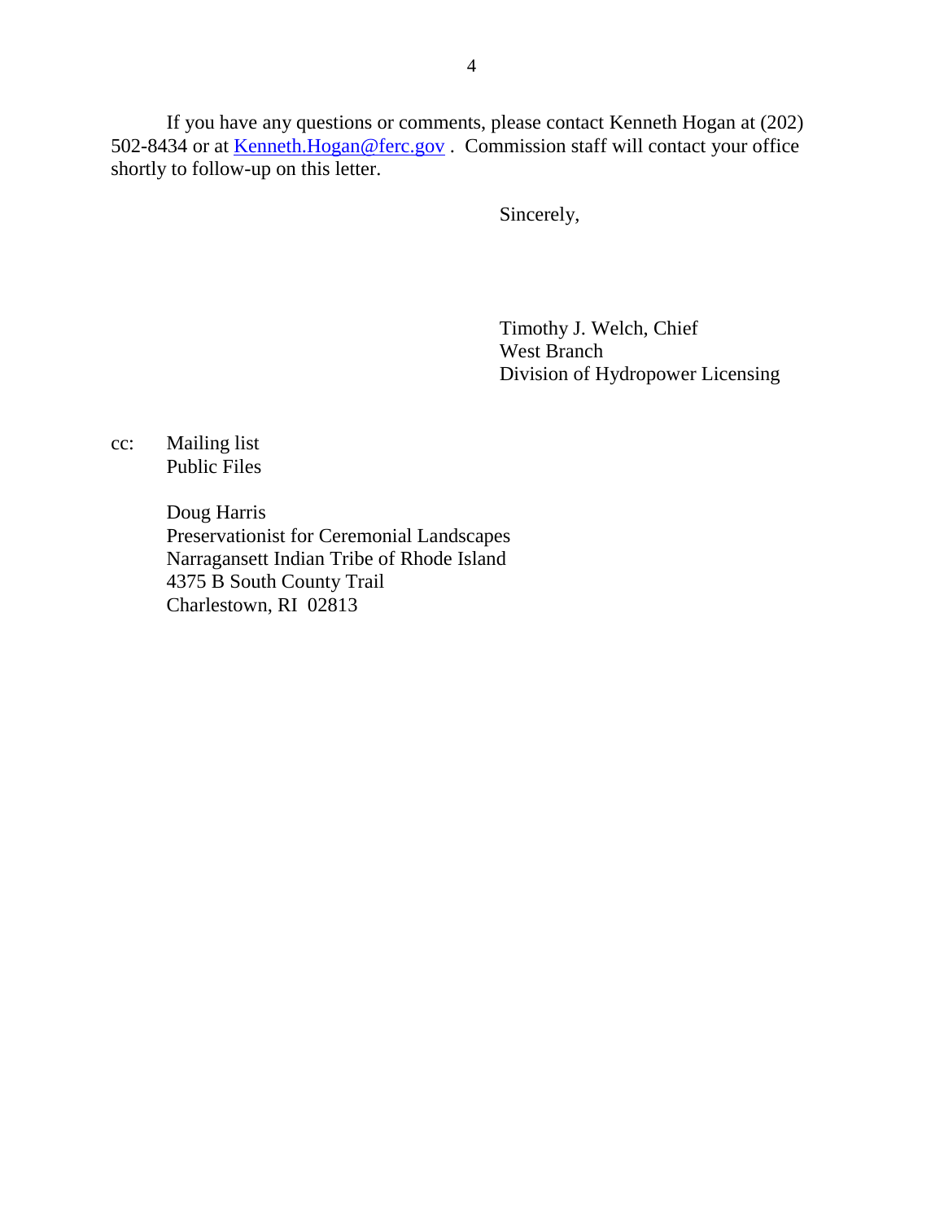If you have any questions or comments, please contact Kenneth Hogan at (202) 502-8434 or at [Kenneth.Hogan@ferc.gov](mailto:Kenneth.Hogan@ferc.gov) . Commission staff will contact your office shortly to follow-up on this letter.

Sincerely,

Timothy J. Welch, Chief
West Branch
Division of Hydropower Licensing

cc: Mailing list
Public Files

Doug Harris
Preservationist for Ceremonial Landscapes
Narragansett Indian Tribe of Rhode Island
4375 B South County Trail
Charlestown, RI 02813